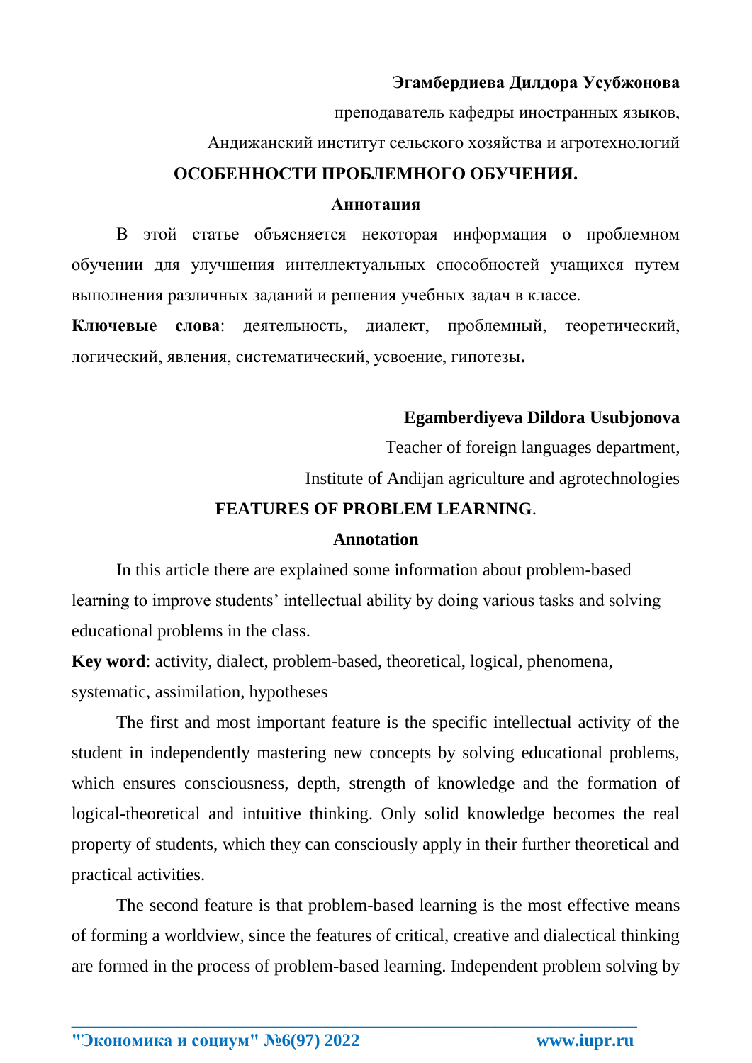**Эгамбердиева Дилдора Усубжонова**

преподаватель кафедры иностранных языков,

Андижанский институт сельского хозяйства и агротехнологий

# ОСОБЕННОСТИ ПРОБЛЕМНОГО ОБУЧЕНИЯ.

**Аннотация**

В этой статье объясняется некоторая информация о проблемном обучении для улучшения интеллектуальных способностей учащихся путем выполнения различных заданий и решения учебных задач в классе.

**Ключевые слова**: деятельность, диалект, проблемный, теоретический, логический, явления, систематический, усвоение, гипотезы**.**

**Egamberdiyeva Dildora Usubjonova**

Teacher of foreign languages department,

Institute of Andijan agriculture and agrotechnologies

# FEATURES OF PROBLEM LEARNING.

**Annotation**

In this article there are explained some information about problem-based learning to improve students' intellectual ability by doing various tasks and solving educational problems in the class.

**Key word**: activity, dialect, problem-based, theoretical, logical, phenomena, systematic, assimilation, hypotheses

The first and most important feature is the specific intellectual activity of the student in independently mastering new concepts by solving educational problems, which ensures consciousness, depth, strength of knowledge and the formation of logical-theoretical and intuitive thinking. Only solid knowledge becomes the real property of students, which they can consciously apply in their further theoretical and practical activities.

The second feature is that problem-based learning is the most effective means of forming a worldview, since the features of critical, creative and dialectical thinking are formed in the process of problem-based learning. Independent problem solving by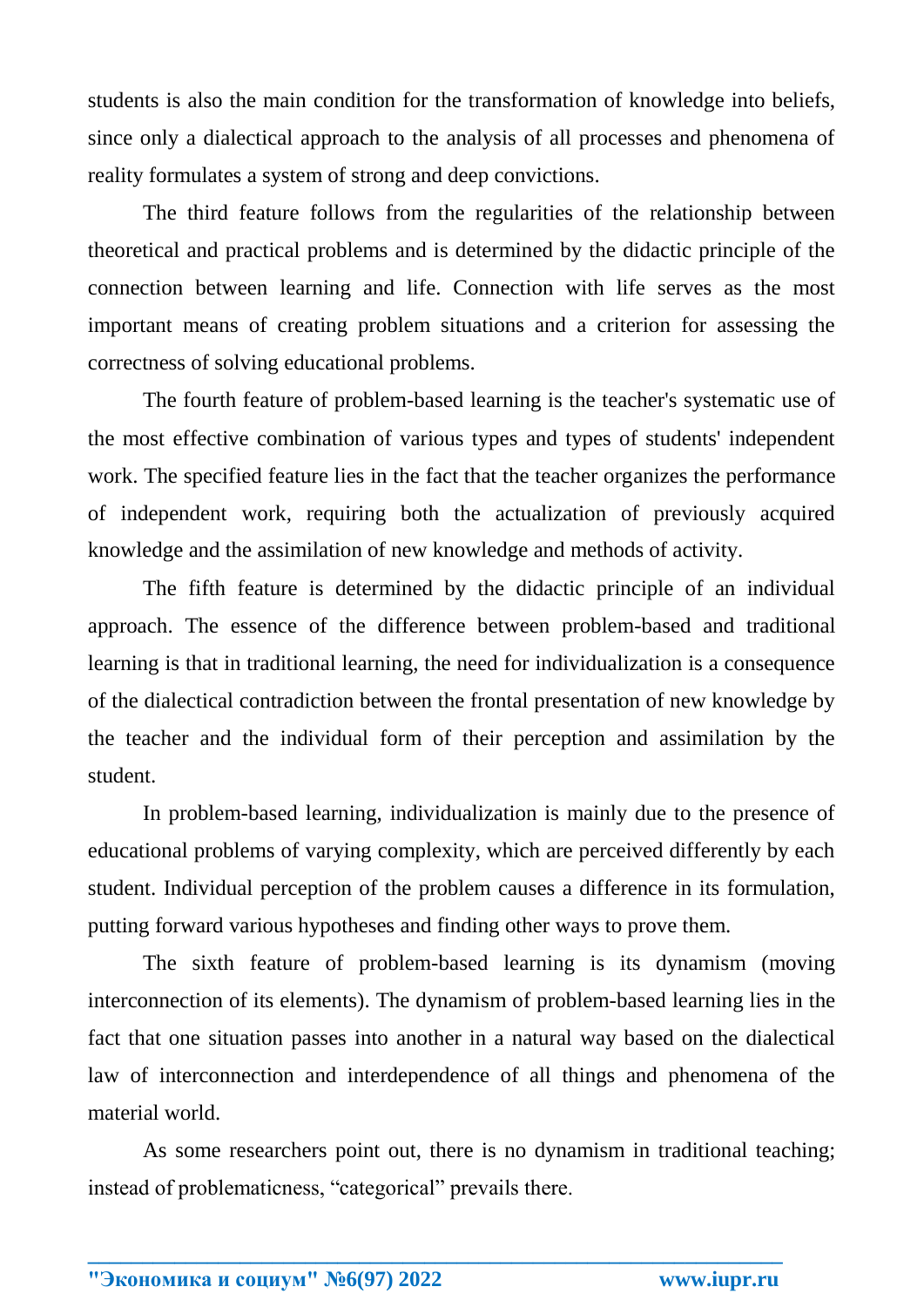students is also the main condition for the transformation of knowledge into beliefs, since only a dialectical approach to the analysis of all processes and phenomena of reality formulates a system of strong and deep convictions.

The third feature follows from the regularities of the relationship between theoretical and practical problems and is determined by the didactic principle of the connection between learning and life. Connection with life serves as the most important means of creating problem situations and a criterion for assessing the correctness of solving educational problems.

The fourth feature of problem-based learning is the teacher's systematic use of the most effective combination of various types and types of students' independent work. The specified feature lies in the fact that the teacher organizes the performance of independent work, requiring both the actualization of previously acquired knowledge and the assimilation of new knowledge and methods of activity.

The fifth feature is determined by the didactic principle of an individual approach. The essence of the difference between problem-based and traditional learning is that in traditional learning, the need for individualization is a consequence of the dialectical contradiction between the frontal presentation of new knowledge by the teacher and the individual form of their perception and assimilation by the student.

In problem-based learning, individualization is mainly due to the presence of educational problems of varying complexity, which are perceived differently by each student. Individual perception of the problem causes a difference in its formulation, putting forward various hypotheses and finding other ways to prove them.

The sixth feature of problem-based learning is its dynamism (moving interconnection of its elements). The dynamism of problem-based learning lies in the fact that one situation passes into another in a natural way based on the dialectical law of interconnection and interdependence of all things and phenomena of the material world.

As some researchers point out, there is no dynamism in traditional teaching; instead of problematicness, “categorical” prevails there.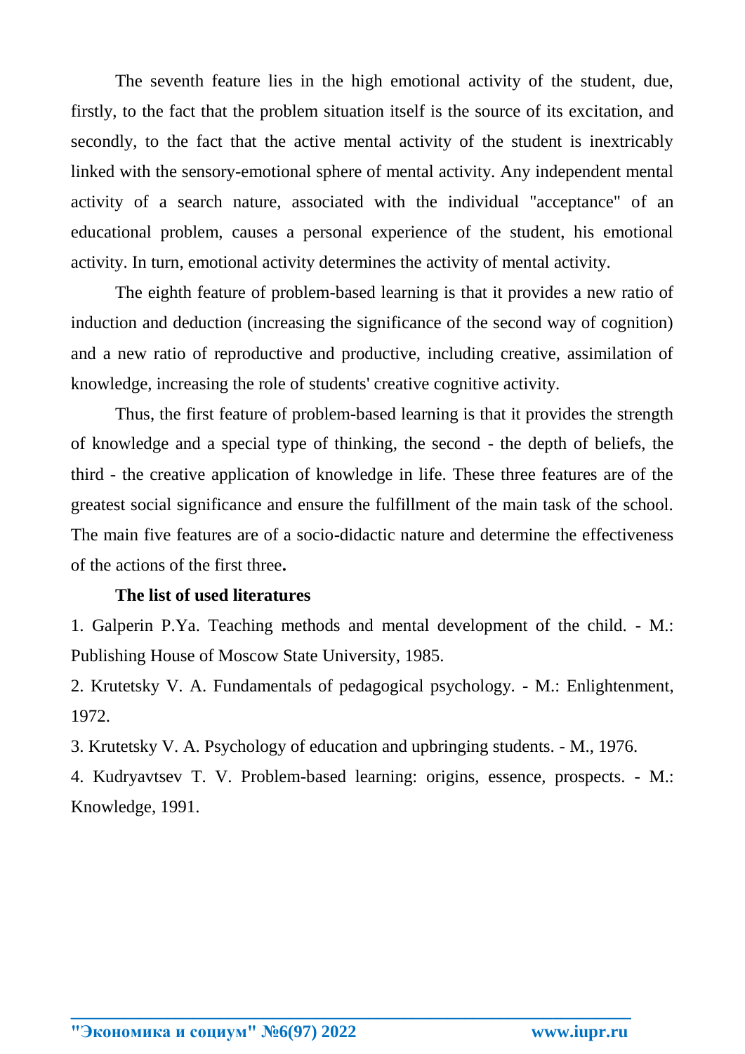The seventh feature lies in the high emotional activity of the student, due, firstly, to the fact that the problem situation itself is the source of its excitation, and secondly, to the fact that the active mental activity of the student is inextricably linked with the sensory-emotional sphere of mental activity. Any independent mental activity of a search nature, associated with the individual "acceptance" of an educational problem, causes a personal experience of the student, his emotional activity. In turn, emotional activity determines the activity of mental activity.

The eighth feature of problem-based learning is that it provides a new ratio of induction and deduction (increasing the significance of the second way of cognition) and a new ratio of reproductive and productive, including creative, assimilation of knowledge, increasing the role of students' creative cognitive activity.

Thus, the first feature of problem-based learning is that it provides the strength of knowledge and a special type of thinking, the second - the depth of beliefs, the third - the creative application of knowledge in life. These three features are of the greatest social significance and ensure the fulfillment of the main task of the school. The main five features are of a socio-didactic nature and determine the effectiveness of the actions of the first three**.**

**The list of used literatures**

1. Galperin P.Ya. Teaching methods and mental development of the child. - M.: Publishing House of Moscow State University, 1985.
2. Krutetsky V. A. Fundamentals of pedagogical psychology. - M.: Enlightenment, 1972.
3. Krutetsky V. A. Psychology of education and upbringing students. - M., 1976.
4. Kudryavtsev T. V. Problem-based learning: origins, essence, prospects. - M.: Knowledge, 1991.